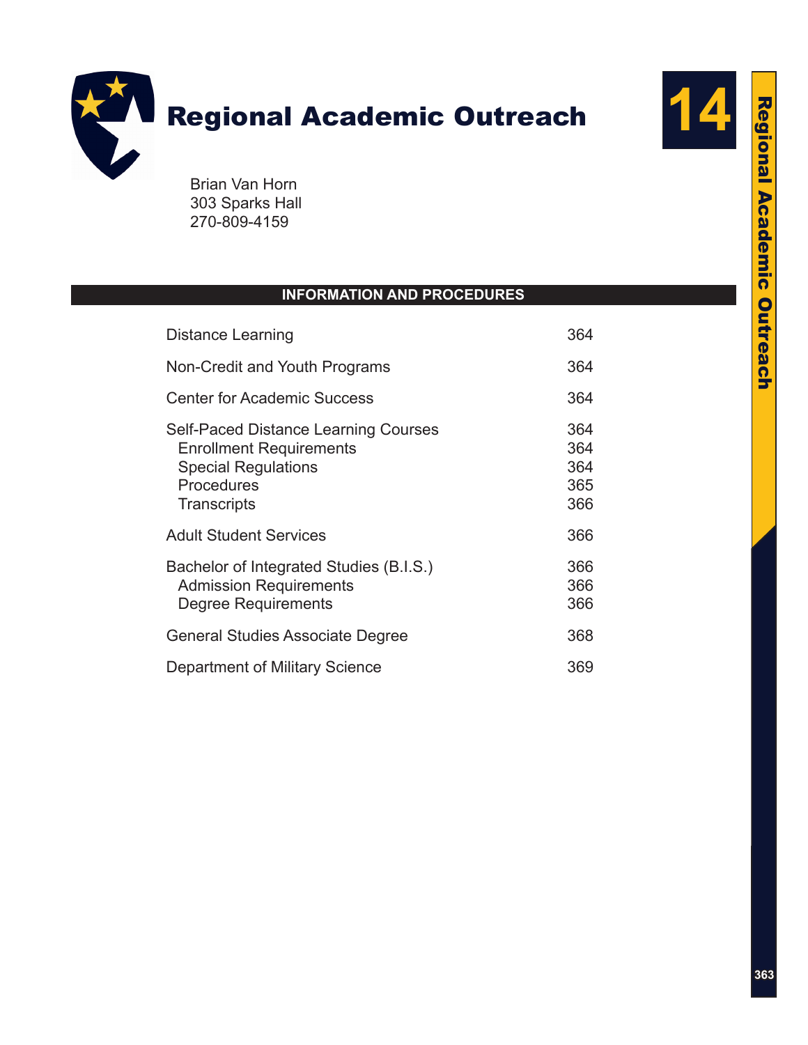# Regional Academic Outreach

**14**

Brian Van Horn
303 Sparks Hall
270-809-4159

## INFORMATION AND PROCEDURES

| | |
|---|---|
| Distance Learning | 364 |
| Non-Credit and Youth Programs | 364 |
| Center for Academic Success | 364 |
| Self-Paced Distance Learning Courses | 364 |
| Enrollment Requirements | 364 |
| Special Regulations | 364 |
| Procedures | 365 |
| Transcripts | 366 |
| Adult Student Services | 366 |
| Bachelor of Integrated Studies (B.I.S.) | 366 |
| Admission Requirements | 366 |
| Degree Requirements | 366 |
| General Studies Associate Degree | 368 |
| Department of Military Science | 369 |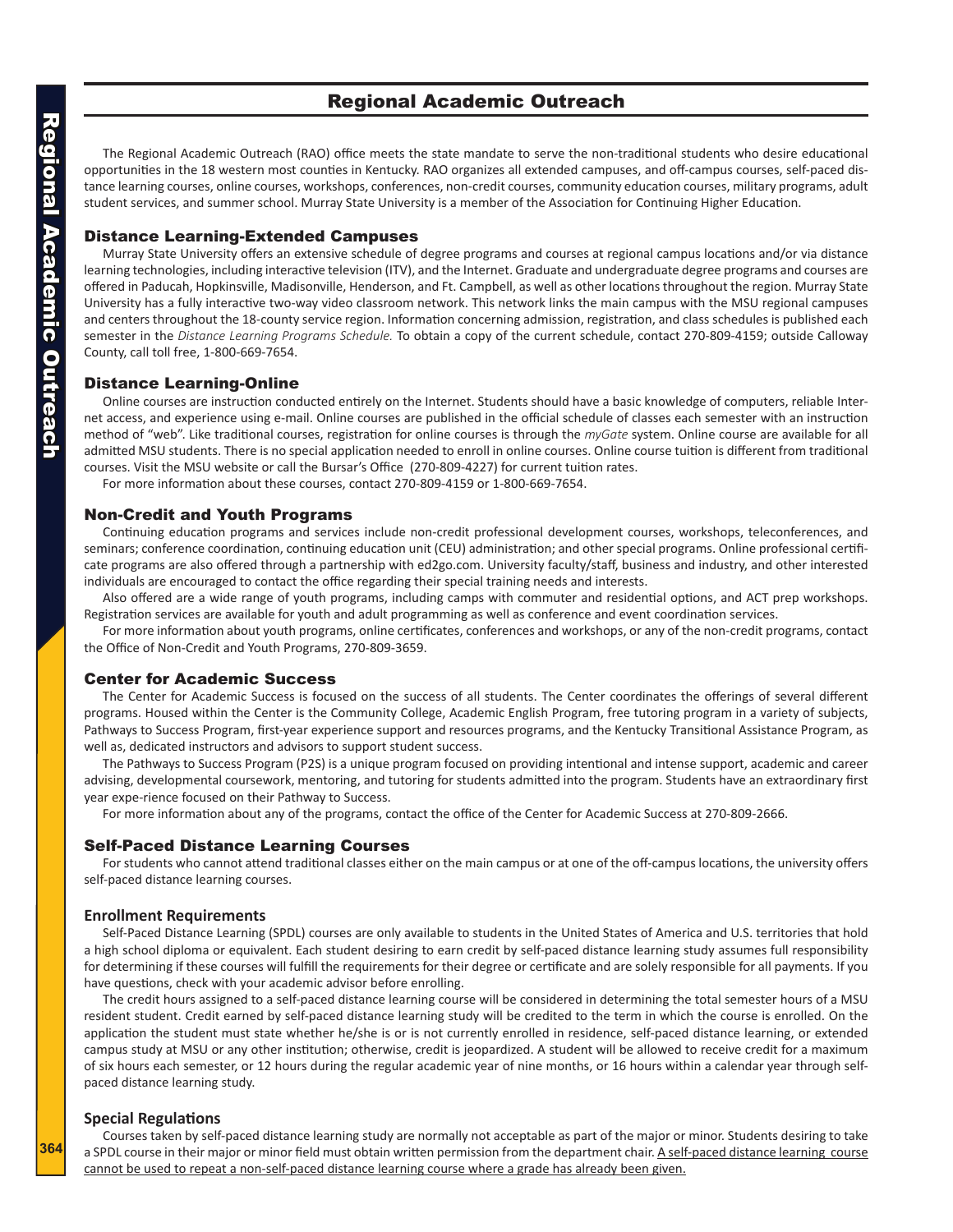# Regional Academic Outreach

The Regional Academic Outreach (RAO) office meets the state mandate to serve the non-traditional students who desire educational opportunities in the 18 western most counties in Kentucky. RAO organizes all extended campuses, and off-campus courses, self-paced distance learning courses, online courses, workshops, conferences, non-credit courses, community education courses, military programs, adult student services, and summer school. Murray State University is a member of the Association for Continuing Higher Education.

## Distance Learning-Extended Campuses

Murray State University offers an extensive schedule of degree programs and courses at regional campus locations and/or via distance learning technologies, including interactive television (ITV), and the Internet. Graduate and undergraduate degree programs and courses are offered in Paducah, Hopkinsville, Madisonville, Henderson, and Ft. Campbell, as well as other locations throughout the region. Murray State University has a fully interactive two-way video classroom network. This network links the main campus with the MSU regional campuses and centers throughout the 18-county service region. Information concerning admission, registration, and class schedules is published each semester in the *Distance Learning Programs Schedule.* To obtain a copy of the current schedule, contact 270-809-4159; outside Calloway County, call toll free, 1-800-669-7654.

## Distance Learning-Online

Online courses are instruction conducted entirely on the Internet. Students should have a basic knowledge of computers, reliable Internet access, and experience using e-mail. Online courses are published in the official schedule of classes each semester with an instruction method of "web". Like traditional courses, registration for online courses is through the *myGate* system. Online course are available for all admitted MSU students. There is no special application needed to enroll in online courses. Online course tuition is different from traditional courses. Visit the MSU website or call the Bursar's Office (270-809-4227) for current tuition rates.

For more information about these courses, contact 270-809-4159 or 1-800-669-7654.

## Non-Credit and Youth Programs

Continuing education programs and services include non-credit professional development courses, workshops, teleconferences, and seminars; conference coordination, continuing education unit (CEU) administration; and other special programs. Online professional certificate programs are also offered through a partnership with ed2go.com. University faculty/staff, business and industry, and other interested individuals are encouraged to contact the office regarding their special training needs and interests.

Also offered are a wide range of youth programs, including camps with commuter and residential options, and ACT prep workshops. Registration services are available for youth and adult programming as well as conference and event coordination services.

For more information about youth programs, online certificates, conferences and workshops, or any of the non-credit programs, contact the Office of Non-Credit and Youth Programs, 270-809-3659.

## Center for Academic Success

The Center for Academic Success is focused on the success of all students. The Center coordinates the offerings of several different programs. Housed within the Center is the Community College, Academic English Program, free tutoring program in a variety of subjects, Pathways to Success Program, first-year experience support and resources programs, and the Kentucky Transitional Assistance Program, as well as, dedicated instructors and advisors to support student success.

The Pathways to Success Program (P2S) is a unique program focused on providing intentional and intense support, academic and career advising, developmental coursework, mentoring, and tutoring for students admitted into the program. Students have an extraordinary first year expe-rience focused on their Pathway to Success.

For more information about any of the programs, contact the office of the Center for Academic Success at 270-809-2666.

## Self-Paced Distance Learning Courses

For students who cannot attend traditional classes either on the main campus or at one of the off-campus locations, the university offers self-paced distance learning courses.

### Enrollment Requirements

Self-Paced Distance Learning (SPDL) courses are only available to students in the United States of America and U.S. territories that hold a high school diploma or equivalent. Each student desiring to earn credit by self-paced distance learning study assumes full responsibility for determining if these courses will fulfill the requirements for their degree or certificate and are solely responsible for all payments. If you have questions, check with your academic advisor before enrolling.

The credit hours assigned to a self-paced distance learning course will be considered in determining the total semester hours of a MSU resident student. Credit earned by self-paced distance learning study will be credited to the term in which the course is enrolled. On the application the student must state whether he/she is or is not currently enrolled in residence, self-paced distance learning, or extended campus study at MSU or any other institution; otherwise, credit is jeopardized. A student will be allowed to receive credit for a maximum of six hours each semester, or 12 hours during the regular academic year of nine months, or 16 hours within a calendar year through self-paced distance learning study.

### Special Regulations

Courses taken by self-paced distance learning study are normally not acceptable as part of the major or minor. Students desiring to take a SPDL course in their major or minor field must obtain written permission from the department chair. <u>A self-paced distance learning course cannot be used to repeat a non-self-paced distance learning course where a grade has already been given.</u>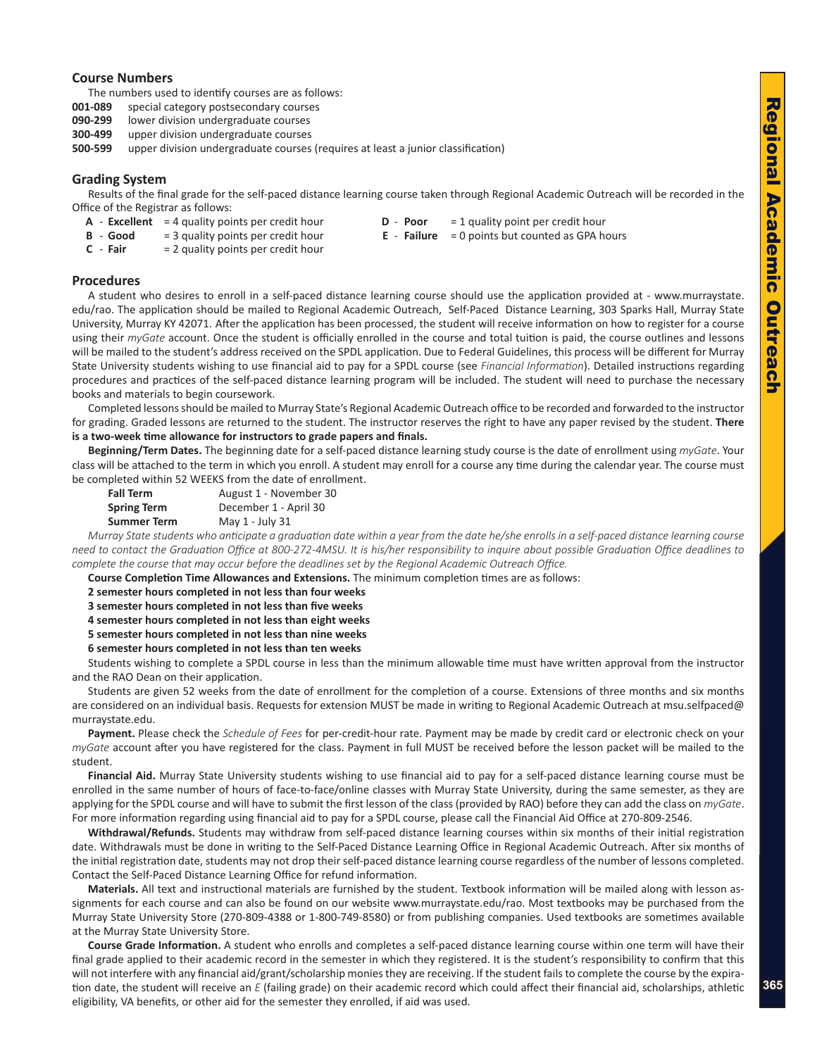## Course Numbers

The numbers used to identify courses are as follows:

**001-089** special category postsecondary courses
**090-299** lower division undergraduate courses
**300-499** upper division undergraduate courses
**500-599** upper division undergraduate courses (requires at least a junior classification)

## Grading System

Results of the final grade for the self-paced distance learning course taken through Regional Academic Outreach will be recorded in the Office of the Registrar as follows:

**A** - **Excellent** = 4 quality points per credit hour
**B** - **Good** = 3 quality points per credit hour
**C** - **Fair** = 2 quality points per credit hour
**D** - **Poor** = 1 quality point per credit hour
**E** - **Failure** = 0 points but counted as GPA hours

## Procedures

A student who desires to enroll in a self-paced distance learning course should use the application provided at - www.murraystate.edu/rao. The application should be mailed to Regional Academic Outreach, Self-Paced Distance Learning, 303 Sparks Hall, Murray State University, Murray KY 42071. After the application has been processed, the student will receive information on how to register for a course using their *myGate* account. Once the student is officially enrolled in the course and total tuition is paid, the course outlines and lessons will be mailed to the student's address received on the SPDL application. Due to Federal Guidelines, this process will be different for Murray State University students wishing to use financial aid to pay for a SPDL course (see *Financial Information*). Detailed instructions regarding procedures and practices of the self-paced distance learning program will be included. The student will need to purchase the necessary books and materials to begin coursework.

Completed lessons should be mailed to Murray State's Regional Academic Outreach office to be recorded and forwarded to the instructor for grading. Graded lessons are returned to the student. The instructor reserves the right to have any paper revised by the student. **There is a two-week time allowance for instructors to grade papers and finals.**

**Beginning/Term Dates.** The beginning date for a self-paced distance learning study course is the date of enrollment using *myGate*. Your class will be attached to the term in which you enroll. A student may enroll for a course any time during the calendar year. The course must be completed within 52 WEEKS from the date of enrollment.

| | |
|---|---|
| **Fall Term** | August 1 - November 30 |
| **Spring Term** | December 1 - April 30 |
| **Summer Term** | May 1 - July 31 |

*Murray State students who anticipate a graduation date within a year from the date he/she enrolls in a self-paced distance learning course need to contact the Graduation Office at 800-272-4MSU. It is his/her responsibility to inquire about possible Graduation Office deadlines to complete the course that may occur before the deadlines set by the Regional Academic Outreach Office.*

**Course Completion Time Allowances and Extensions.** The minimum completion times are as follows:

**2 semester hours completed in not less than four weeks**
**3 semester hours completed in not less than five weeks**
**4 semester hours completed in not less than eight weeks**
**5 semester hours completed in not less than nine weeks**
**6 semester hours completed in not less than ten weeks**

Students wishing to complete a SPDL course in less than the minimum allowable time must have written approval from the instructor and the RAO Dean on their application.

Students are given 52 weeks from the date of enrollment for the completion of a course. Extensions of three months and six months are considered on an individual basis. Requests for extension MUST be made in writing to Regional Academic Outreach at msu.selfpaced@murraystate.edu.

**Payment.** Please check the *Schedule of Fees* for per-credit-hour rate. Payment may be made by credit card or electronic check on your *myGate* account after you have registered for the class. Payment in full MUST be received before the lesson packet will be mailed to the student.

**Financial Aid.** Murray State University students wishing to use financial aid to pay for a self-paced distance learning course must be enrolled in the same number of hours of face-to-face/online classes with Murray State University, during the same semester, as they are applying for the SPDL course and will have to submit the first lesson of the class (provided by RAO) before they can add the class on *myGate*. For more information regarding using financial aid to pay for a SPDL course, please call the Financial Aid Office at 270-809-2546.

**Withdrawal/Refunds.** Students may withdraw from self-paced distance learning courses within six months of their initial registration date. Withdrawals must be done in writing to the Self-Paced Distance Learning Office in Regional Academic Outreach. After six months of the initial registration date, students may not drop their self-paced distance learning course regardless of the number of lessons completed. Contact the Self-Paced Distance Learning Office for refund information.

**Materials.** All text and instructional materials are furnished by the student. Textbook information will be mailed along with lesson assignments for each course and can also be found on our website www.murraystate.edu/rao. Most textbooks may be purchased from the Murray State University Store (270-809-4388 or 1-800-749-8580) or from publishing companies. Used textbooks are sometimes available at the Murray State University Store.

**Course Grade Information.** A student who enrolls and completes a self-paced distance learning course within one term will have their final grade applied to their academic record in the semester in which they registered. It is the student's responsibility to confirm that this will not interfere with any financial aid/grant/scholarship monies they are receiving. If the student fails to complete the course by the expiration date, the student will receive an *E* (failing grade) on their academic record which could affect their financial aid, scholarships, athletic eligibility, VA benefits, or other aid for the semester they enrolled, if aid was used.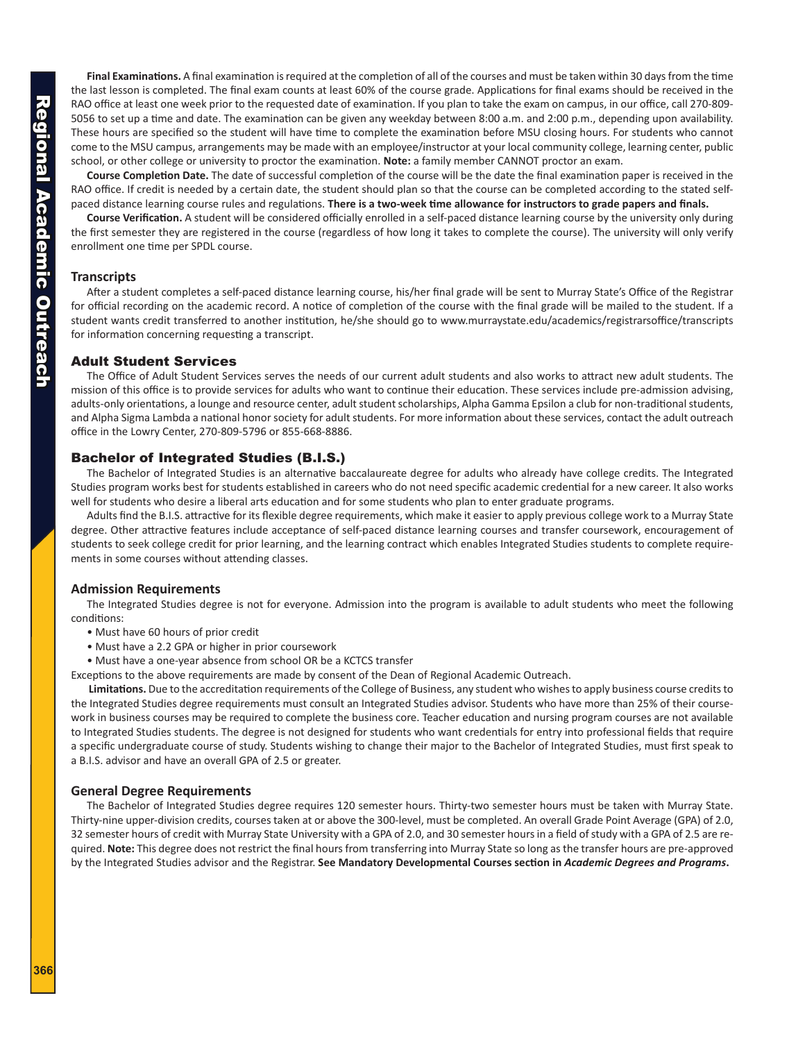**Final Examinations.** A final examination is required at the completion of all of the courses and must be taken within 30 days from the time the last lesson is completed. The final exam counts at least 60% of the course grade. Applications for final exams should be received in the RAO office at least one week prior to the requested date of examination. If you plan to take the exam on campus, in our office, call 270-809-5056 to set up a time and date. The examination can be given any weekday between 8:00 a.m. and 2:00 p.m., depending upon availability. These hours are specified so the student will have time to complete the examination before MSU closing hours. For students who cannot come to the MSU campus, arrangements may be made with an employee/instructor at your local community college, learning center, public school, or other college or university to proctor the examination. **Note:** a family member CANNOT proctor an exam.

**Course Completion Date.** The date of successful completion of the course will be the date the final examination paper is received in the RAO office. If credit is needed by a certain date, the student should plan so that the course can be completed according to the stated self-paced distance learning course rules and regulations. **There is a two-week time allowance for instructors to grade papers and finals.**

**Course Verification.** A student will be considered officially enrolled in a self-paced distance learning course by the university only during the first semester they are registered in the course (regardless of how long it takes to complete the course). The university will only verify enrollment one time per SPDL course.

### Transcripts

After a student completes a self-paced distance learning course, his/her final grade will be sent to Murray State's Office of the Registrar for official recording on the academic record. A notice of completion of the course with the final grade will be mailed to the student. If a student wants credit transferred to another institution, he/she should go to www.murraystate.edu/academics/registrarsoffice/transcripts for information concerning requesting a transcript.

## Adult Student Services

The Office of Adult Student Services serves the needs of our current adult students and also works to attract new adult students. The mission of this office is to provide services for adults who want to continue their education. These services include pre-admission advising, adults-only orientations, a lounge and resource center, adult student scholarships, Alpha Gamma Epsilon a club for non-traditional students, and Alpha Sigma Lambda a national honor society for adult students. For more information about these services, contact the adult outreach office in the Lowry Center, 270-809-5796 or 855-668-8886.

## Bachelor of Integrated Studies (B.I.S.)

The Bachelor of Integrated Studies is an alternative baccalaureate degree for adults who already have college credits. The Integrated Studies program works best for students established in careers who do not need specific academic credential for a new career. It also works well for students who desire a liberal arts education and for some students who plan to enter graduate programs.

Adults find the B.I.S. attractive for its flexible degree requirements, which make it easier to apply previous college work to a Murray State degree. Other attractive features include acceptance of self-paced distance learning courses and transfer coursework, encouragement of students to seek college credit for prior learning, and the learning contract which enables Integrated Studies students to complete requirements in some courses without attending classes.

### Admission Requirements

The Integrated Studies degree is not for everyone. Admission into the program is available to adult students who meet the following conditions:

- Must have 60 hours of prior credit
- Must have a 2.2 GPA or higher in prior coursework
- Must have a one-year absence from school OR be a KCTCS transfer

Exceptions to the above requirements are made by consent of the Dean of Regional Academic Outreach.

**Limitations.** Due to the accreditation requirements of the College of Business, any student who wishes to apply business course credits to the Integrated Studies degree requirements must consult an Integrated Studies advisor. Students who have more than 25% of their coursework in business courses may be required to complete the business core. Teacher education and nursing program courses are not available to Integrated Studies students. The degree is not designed for students who want credentials for entry into professional fields that require a specific undergraduate course of study. Students wishing to change their major to the Bachelor of Integrated Studies, must first speak to a B.I.S. advisor and have an overall GPA of 2.5 or greater.

### General Degree Requirements

The Bachelor of Integrated Studies degree requires 120 semester hours. Thirty-two semester hours must be taken with Murray State. Thirty-nine upper-division credits, courses taken at or above the 300-level, must be completed. An overall Grade Point Average (GPA) of 2.0, 32 semester hours of credit with Murray State University with a GPA of 2.0, and 30 semester hours in a field of study with a GPA of 2.5 are required. **Note:** This degree does not restrict the final hours from transferring into Murray State so long as the transfer hours are pre-approved by the Integrated Studies advisor and the Registrar. **See Mandatory Developmental Courses section in *Academic Degrees and Programs*.**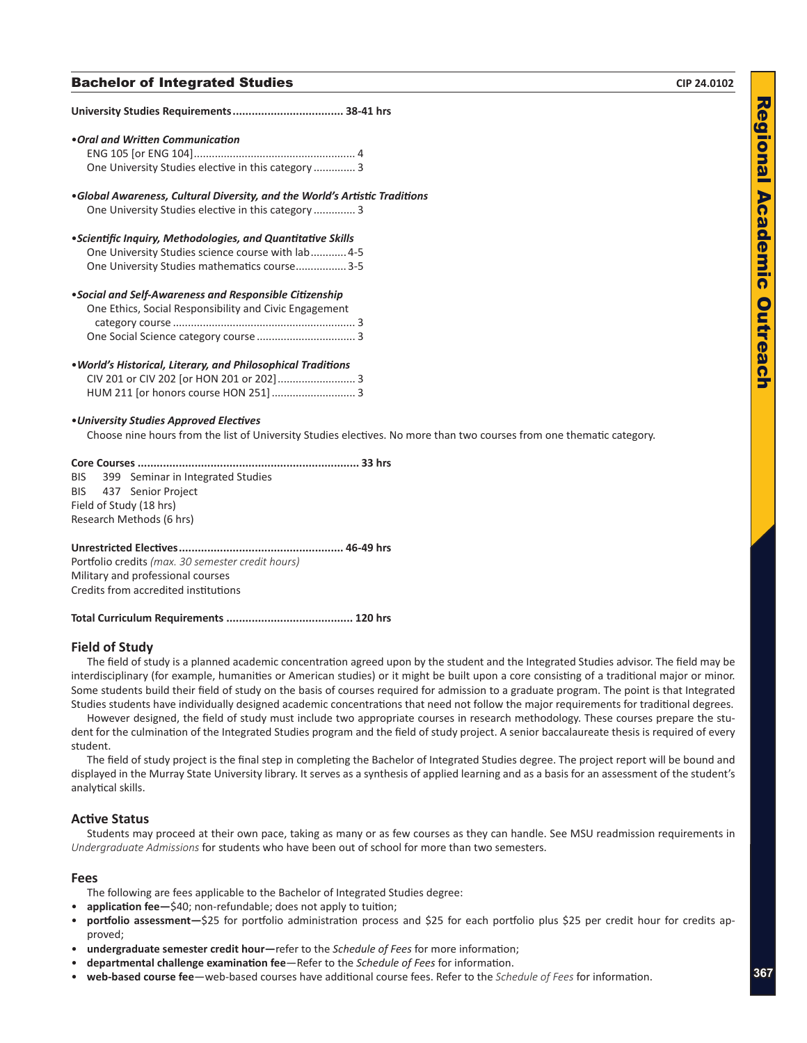## Bachelor of Integrated Studies

CIP 24.0102

**University Studies Requirements................................... 38-41 hrs**

•***Oral and Written Communication***
ENG 105 [or ENG 104]...................................................... 4
One University Studies elective in this category .............. 3

•***Global Awareness, Cultural Diversity, and the World's Artistic Traditions***
One University Studies elective in this category .............. 3

•***Scientific Inquiry, Methodologies, and Quantitative Skills***
One University Studies science course with lab............ 4-5
One University Studies mathematics course................. 3-5

•***Social and Self-Awareness and Responsible Citizenship***
One Ethics, Social Responsibility and Civic Engagement category course ............................................................ 3
One Social Science category course ................................. 3

•***World's Historical, Literary, and Philosophical Traditions***
CIV 201 or CIV 202 [or HON 201 or 202].......................... 3
HUM 211 [or honors course HON 251] ............................ 3

•***University Studies Approved Electives***
Choose nine hours from the list of University Studies electives. No more than two courses from one thematic category.

**Core Courses ..................................................................... 33 hrs**
BIS 399 Seminar in Integrated Studies
BIS 437 Senior Project
Field of Study (18 hrs)
Research Methods (6 hrs)

**Unrestricted Electives................................................... 46-49 hrs**
Portfolio credits *(max. 30 semester credit hours)*
Military and professional courses
Credits from accredited institutions

**Total Curriculum Requirements ....................................... 120 hrs**

### Field of Study

The field of study is a planned academic concentration agreed upon by the student and the Integrated Studies advisor. The field may be interdisciplinary (for example, humanities or American studies) or it might be built upon a core consisting of a traditional major or minor. Some students build their field of study on the basis of courses required for admission to a graduate program. The point is that Integrated Studies students have individually designed academic concentrations that need not follow the major requirements for traditional degrees.

However designed, the field of study must include two appropriate courses in research methodology. These courses prepare the student for the culmination of the Integrated Studies program and the field of study project. A senior baccalaureate thesis is required of every student.

The field of study project is the final step in completing the Bachelor of Integrated Studies degree. The project report will be bound and displayed in the Murray State University library. It serves as a synthesis of applied learning and as a basis for an assessment of the student's analytical skills.

### Active Status

Students may proceed at their own pace, taking as many or as few courses as they can handle. See MSU readmission requirements in *Undergraduate Admissions* for students who have been out of school for more than two semesters.

### Fees

The following are fees applicable to the Bachelor of Integrated Studies degree:

- **application fee—**$40; non-refundable; does not apply to tuition;
- **portfolio assessment—**$25 for portfolio administration process and $25 for each portfolio plus $25 per credit hour for credits approved;
- **undergraduate semester credit hour—**refer to the *Schedule of Fees* for more information;
- **departmental challenge examination fee**—Refer to the *Schedule of Fees* for information.
- **web-based course fee**—web-based courses have additional course fees. Refer to the *Schedule of Fees* for information.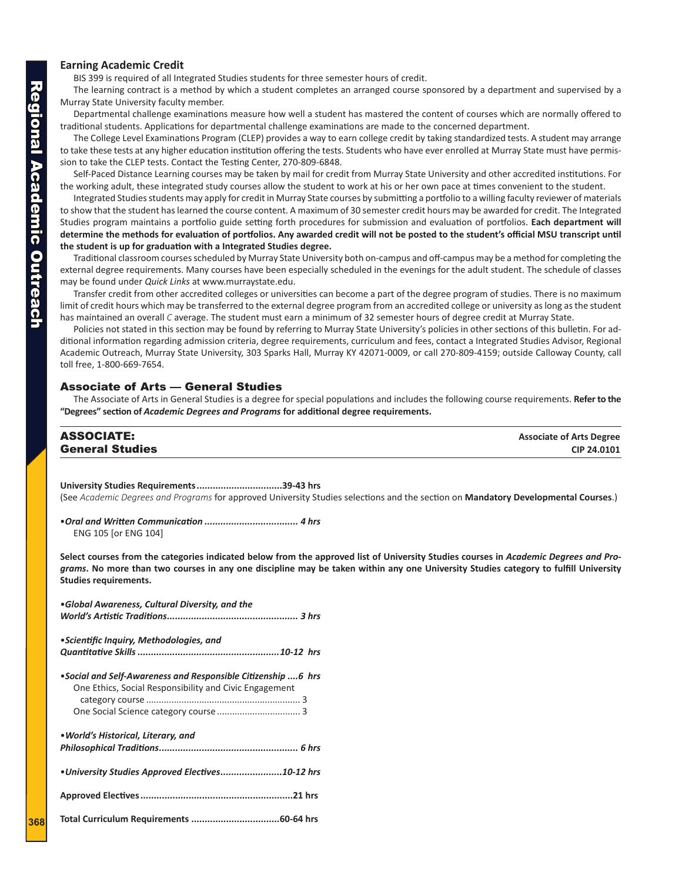### Earning Academic Credit

BIS 399 is required of all Integrated Studies students for three semester hours of credit.

The learning contract is a method by which a student completes an arranged course sponsored by a department and supervised by a Murray State University faculty member.

Departmental challenge examinations measure how well a student has mastered the content of courses which are normally offered to traditional students. Applications for departmental challenge examinations are made to the concerned department.

The College Level Examinations Program (CLEP) provides a way to earn college credit by taking standardized tests. A student may arrange to take these tests at any higher education institution offering the tests. Students who have ever enrolled at Murray State must have permission to take the CLEP tests. Contact the Testing Center, 270-809-6848.

Self-Paced Distance Learning courses may be taken by mail for credit from Murray State University and other accredited institutions. For the working adult, these integrated study courses allow the student to work at his or her own pace at times convenient to the student.

Integrated Studies students may apply for credit in Murray State courses by submitting a portfolio to a willing faculty reviewer of materials to show that the student has learned the course content. A maximum of 30 semester credit hours may be awarded for credit. The Integrated Studies program maintains a portfolio guide setting forth procedures for submission and evaluation of portfolios. **Each department will determine the methods for evaluation of portfolios. Any awarded credit will not be posted to the student's official MSU transcript until the student is up for graduation with a Integrated Studies degree.**

Traditional classroom courses scheduled by Murray State University both on-campus and off-campus may be a method for completing the external degree requirements. Many courses have been especially scheduled in the evenings for the adult student. The schedule of classes may be found under *Quick Links* at www.murraystate.edu.

Transfer credit from other accredited colleges or universities can become a part of the degree program of studies. There is no maximum limit of credit hours which may be transferred to the external degree program from an accredited college or university as long as the student has maintained an overall *C* average. The student must earn a minimum of 32 semester hours of degree credit at Murray State.

Policies not stated in this section may be found by referring to Murray State University's policies in other sections of this bulletin. For additional information regarding admission criteria, degree requirements, curriculum and fees, contact a Integrated Studies Advisor, Regional Academic Outreach, Murray State University, 303 Sparks Hall, Murray KY 42071-0009, or call 270-809-4159; outside Calloway County, call toll free, 1-800-669-7654.

## Associate of Arts — General Studies

The Associate of Arts in General Studies is a degree for special populations and includes the following course requirements. **Refer to the "Degrees" section of *Academic Degrees and Programs* for additional degree requirements.**

## ASSOCIATE: General Studies

**Associate of Arts Degree**
**CIP 24.0101**

**University Studies Requirements................................39-43 hrs**
(See *Academic Degrees and Programs* for approved University Studies selections and the section on **Mandatory Developmental Courses**.)

•***Oral and Written Communication .................................. 4 hrs***
ENG 105 [or ENG 104]

**Select courses from the categories indicated below from the approved list of University Studies courses in *Academic Degrees and Programs*. No more than two courses in any one discipline may be taken within any one University Studies category to fulfill University Studies requirements.**

•***Global Awareness, Cultural Diversity, and the World's Artistic Traditions................................................ 3 hrs***

•***Scientific Inquiry, Methodologies, and Quantitative Skills ....................................................10-12 hrs***

•***Social and Self-Awareness and Responsible Citizenship ....6 hrs***
One Ethics, Social Responsibility and Civic Engagement category course ............................................................ 3
One Social Science category course ................................ 3

•***World's Historical, Literary, and Philosophical Traditions................................................... 6 hrs***

•***University Studies Approved Electives.......................10-12 hrs***

**Approved Electives........................................................21 hrs**

**Total Curriculum Requirements ................................60-64 hrs**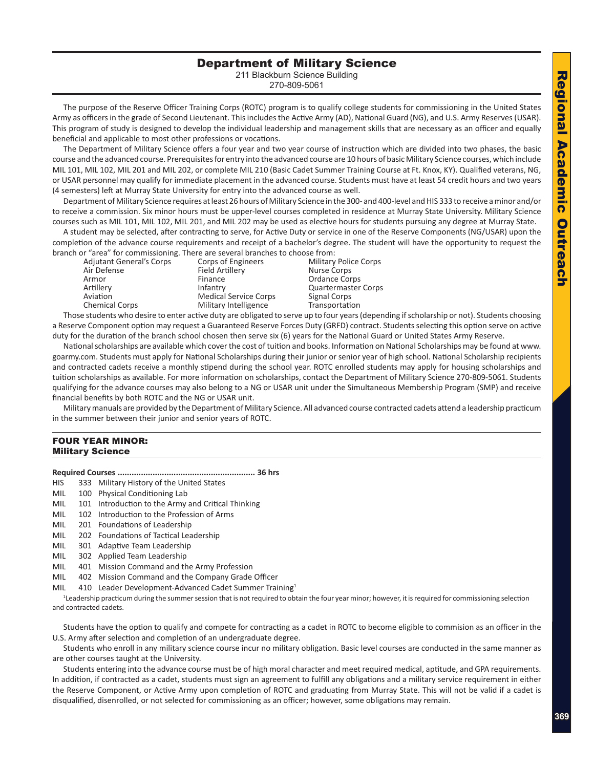# Department of Military Science

211 Blackburn Science Building
270-809-5061

The purpose of the Reserve Officer Training Corps (ROTC) program is to qualify college students for commissioning in the United States Army as officers in the grade of Second Lieutenant. This includes the Active Army (AD), National Guard (NG), and U.S. Army Reserves (USAR). This program of study is designed to develop the individual leadership and management skills that are necessary as an officer and equally beneficial and applicable to most other professions or vocations.

The Department of Military Science offers a four year and two year course of instruction which are divided into two phases, the basic course and the advanced course. Prerequisites for entry into the advanced course are 10 hours of basic Military Science courses, which include MIL 101, MIL 102, MIL 201 and MIL 202, or complete MIL 210 (Basic Cadet Summer Training Course at Ft. Knox, KY). Qualified veterans, NG, or USAR personnel may qualify for immediate placement in the advanced course. Students must have at least 54 credit hours and two years (4 semesters) left at Murray State University for entry into the advanced course as well.

Department of Military Science requires at least 26 hours of Military Science in the 300- and 400-level and HIS 333 to receive a minor and/or to receive a commission. Six minor hours must be upper-level courses completed in residence at Murray State University. Military Science courses such as MIL 101, MIL 102, MIL 201, and MIL 202 may be used as elective hours for students pursuing any degree at Murray State.

A student may be selected, after contracting to serve, for Active Duty or service in one of the Reserve Components (NG/USAR) upon the completion of the advance course requirements and receipt of a bachelor's degree. The student will have the opportunity to request the branch or "area" for commissioning. There are several branches to choose from:

| | | |
|---|---|---|
| Adjutant General's Corps | Corps of Engineers | Military Police Corps |
| Air Defense | Field Artillery | Nurse Corps |
| Armor | Finance | Ordance Corps |
| Artillery | Infantry | Quartermaster Corps |
| Aviation | Medical Service Corps | Signal Corps |
| Chemical Corps | Military Intelligence | Transportation |

Those students who desire to enter active duty are obligated to serve up to four years (depending if scholarship or not). Students choosing a Reserve Component option may request a Guaranteed Reserve Forces Duty (GRFD) contract. Students selecting this option serve on active duty for the duration of the branch school chosen then serve six (6) years for the National Guard or United States Army Reserve.

National scholarships are available which cover the cost of tuition and books. Information on National Scholarships may be found at www.goarmy.com. Students must apply for National Scholarships during their junior or senior year of high school. National Scholarship recipients and contracted cadets receive a monthly stipend during the school year. ROTC enrolled students may apply for housing scholarships and tuition scholarships as available. For more information on scholarships, contact the Department of Military Science 270-809-5061. Students qualifying for the advance courses may also belong to a NG or USAR unit under the Simultaneous Membership Program (SMP) and receive financial benefits by both ROTC and the NG or USAR unit.

Military manuals are provided by the Department of Military Science. All advanced course contracted cadets attend a leadership practicum in the summer between their junior and senior years of ROTC.

## FOUR YEAR MINOR: Military Science

**Required Courses .......................................................... 36 hrs**

- HIS 333 Military History of the United States
- MIL 100 Physical Conditioning Lab
- MIL 101 Introduction to the Army and Critical Thinking
- MIL 102 Introduction to the Profession of Arms
- MIL 201 Foundations of Leadership
- MIL 202 Foundations of Tactical Leadership
- MIL 301 Adaptive Team Leadership
- MIL 302 Applied Team Leadership
- MIL 401 Mission Command and the Army Profession
- MIL 402 Mission Command and the Company Grade Officer
- MIL 410 Leader Development-Advanced Cadet Summer Training[1]

[1]Leadership practicum during the summer session that is not required to obtain the four year minor; however, it is required for commissioning selection and contracted cadets.

Students have the option to qualify and compete for contracting as a cadet in ROTC to become eligible to commision as an officer in the U.S. Army after selection and completion of an undergraduate degree.

Students who enroll in any military science course incur no military obligation. Basic level courses are conducted in the same manner as are other courses taught at the University.

Students entering into the advance course must be of high moral character and meet required medical, aptitude, and GPA requirements. In addition, if contracted as a cadet, students must sign an agreement to fulfill any obligations and a military service requirement in either the Reserve Component, or Active Army upon completion of ROTC and graduating from Murray State. This will not be valid if a cadet is disqualified, disenrolled, or not selected for commissioning as an officer; however, some obligations may remain.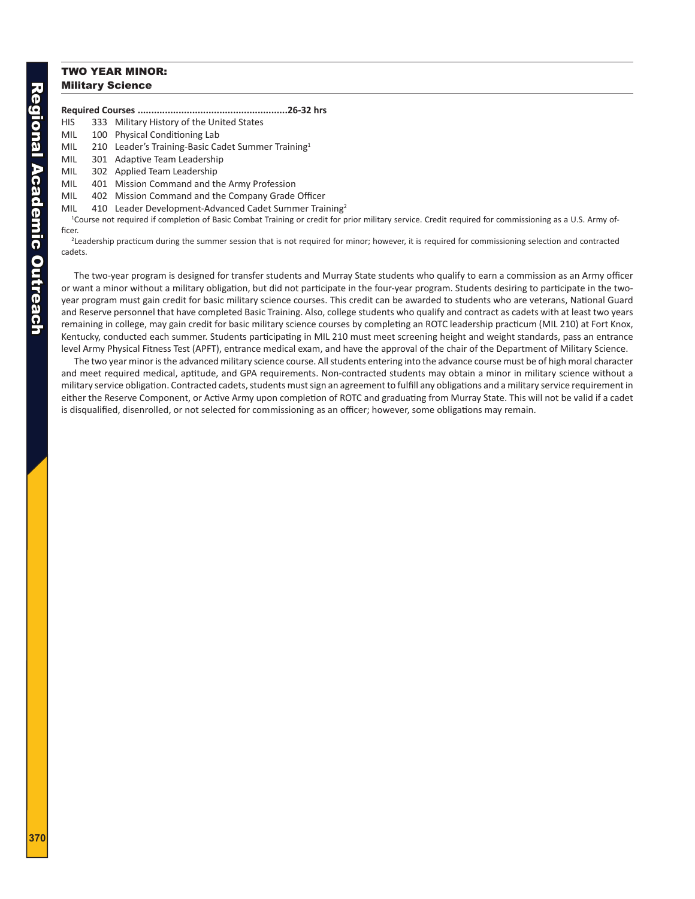## TWO YEAR MINOR: Military Science

**Required Courses ......................................................26-32 hrs**

HIS 333 Military History of the United States
MIL 100 Physical Conditioning Lab
MIL 210 Leader's Training-Basic Cadet Summer Training[1]
MIL 301 Adaptive Team Leadership
MIL 302 Applied Team Leadership
MIL 401 Mission Command and the Army Profession
MIL 402 Mission Command and the Company Grade Officer
MIL 410 Leader Development-Advanced Cadet Summer Training[2]

[1]Course not required if completion of Basic Combat Training or credit for prior military service. Credit required for commissioning as a U.S. Army officer.

[2]Leadership practicum during the summer session that is not required for minor; however, it is required for commissioning selection and contracted cadets.

The two-year program is designed for transfer students and Murray State students who qualify to earn a commission as an Army officer or want a minor without a military obligation, but did not participate in the four-year program. Students desiring to participate in the two-year program must gain credit for basic military science courses. This credit can be awarded to students who are veterans, National Guard and Reserve personnel that have completed Basic Training. Also, college students who qualify and contract as cadets with at least two years remaining in college, may gain credit for basic military science courses by completing an ROTC leadership practicum (MIL 210) at Fort Knox, Kentucky, conducted each summer. Students participating in MIL 210 must meet screening height and weight standards, pass an entrance level Army Physical Fitness Test (APFT), entrance medical exam, and have the approval of the chair of the Department of Military Science.

The two year minor is the advanced military science course. All students entering into the advance course must be of high moral character and meet required medical, aptitude, and GPA requirements. Non-contracted students may obtain a minor in military science without a military service obligation. Contracted cadets, students must sign an agreement to fulfill any obligations and a military service requirement in either the Reserve Component, or Active Army upon completion of ROTC and graduating from Murray State. This will not be valid if a cadet is disqualified, disenrolled, or not selected for commissioning as an officer; however, some obligations may remain.